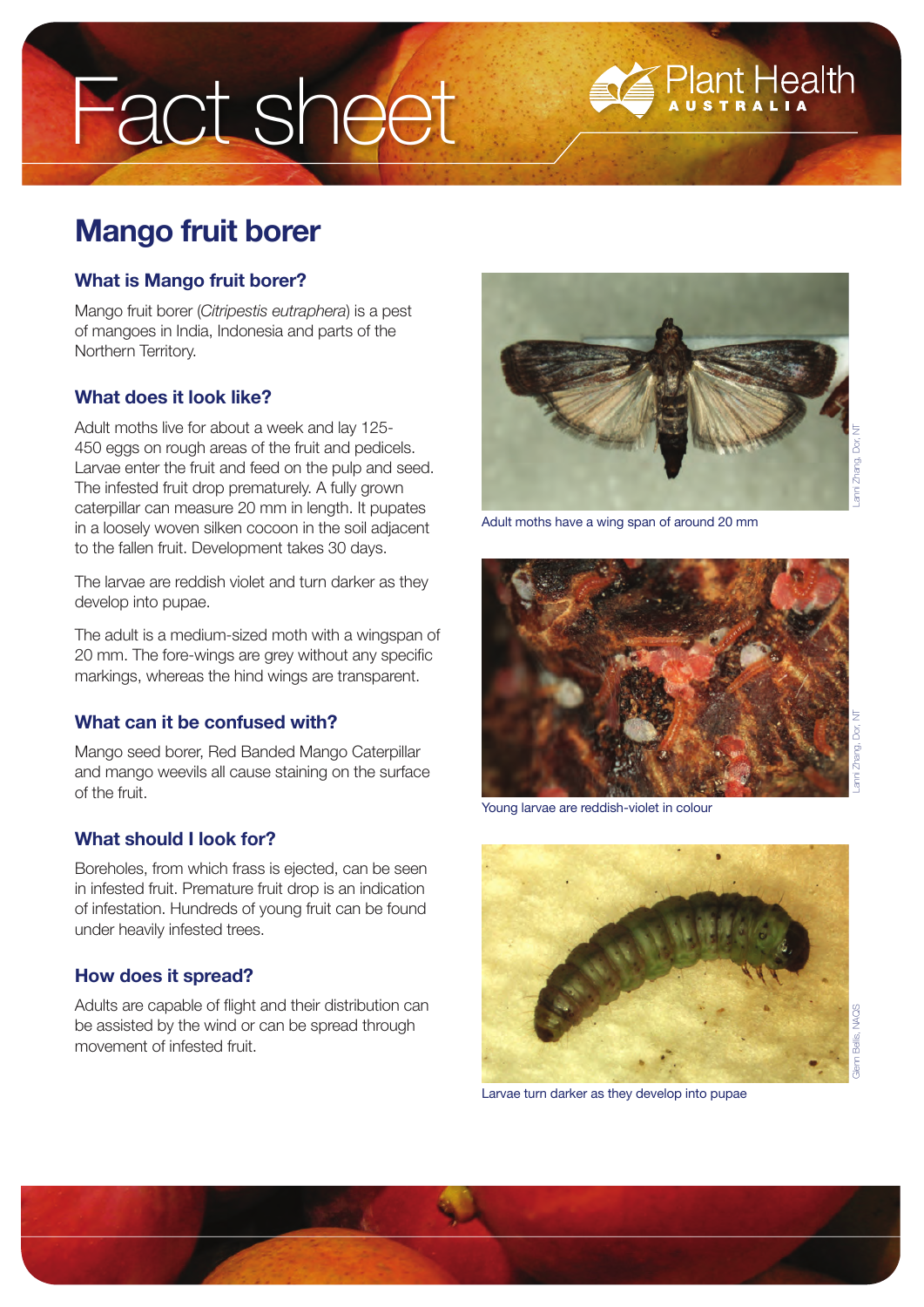# Fact sheet

Plant Health AUSTRALIA

## Mango fruit borer

### What is Mango fruit borer?

Mango fruit borer (*Citripestis eutraphera*) is a pest of mangoes in India, Indonesia and parts of the Northern Territory.

### What does it look like?

Adult moths live for about a week and lay 125-450 eggs on rough areas of the fruit and pedicels. Larvae enter the fruit and feed on the pulp and seed. The infested fruit drop prematurely. A fully grown caterpillar can measure 20 mm in length. It pupates in a loosely woven silken cocoon in the soil adjacent to the fallen fruit. Development takes 30 days.

The larvae are reddish violet and turn darker as they develop into pupae.

The adult is a medium-sized moth with a wingspan of 20 mm. The fore-wings are grey without any specific markings, whereas the hind wings are transparent.

### What can it be confused with?

Mango seed borer, Red Banded Mango Caterpillar and mango weevils all cause staining on the surface of the fruit.

### What should I look for?

Boreholes, from which frass is ejected, can be seen in infested fruit. Premature fruit drop is an indication of infestation. Hundreds of young fruit can be found under heavily infested trees.

### How does it spread?

Adults are capable of flight and their distribution can be assisted by the wind or can be spread through movement of infested fruit.

Adult moths have a wing span of around 20 mm

Lanni Zhang, DoR, NT

Young larvae are reddish-violet in colour

Lanni Zhang, DoR, NT

Larvae turn darker as they develop into pupae

Glenn Bellis, NAQS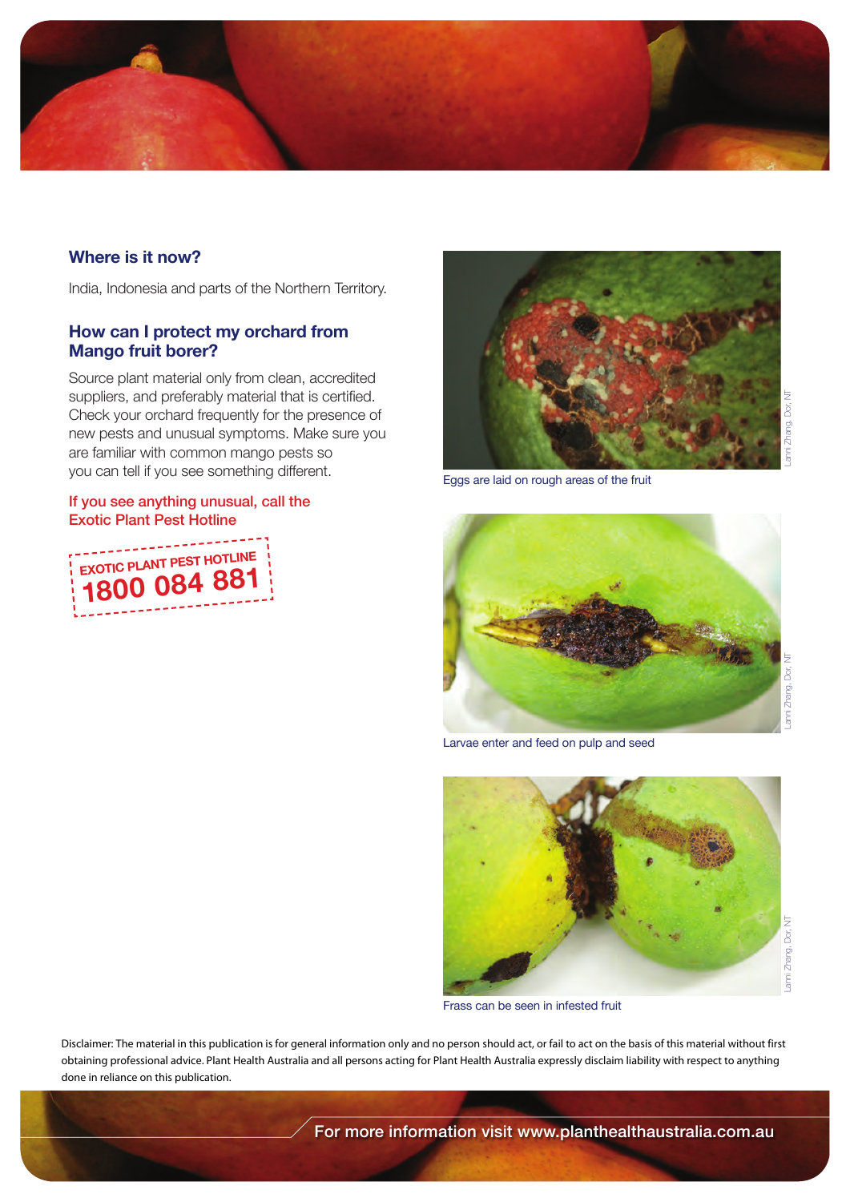## Where is it now?

India, Indonesia and parts of the Northern Territory.

## How can I protect my orchard from Mango fruit borer?

Source plant material only from clean, accredited suppliers, and preferably material that is certified. Check your orchard frequently for the presence of new pests and unusual symptoms. Make sure you are familiar with common mango pests so you can tell if you see something different.

If you see anything unusual, call the Exotic Plant Pest Hotline

**EXOTIC PLANT PEST HOTLINE**
**1800 084 881**

Eggs are laid on rough areas of the fruit

Lanni Zhang, DoR, NT

Larvae enter and feed on pulp and seed

Lanni Zhang, DoR, NT

Frass can be seen in infested fruit

Lanni Zhang, DoR, NT

Disclaimer: The material in this publication is for general information only and no person should act, or fail to act on the basis of this material without first obtaining professional advice. Plant Health Australia and all persons acting for Plant Health Australia expressly disclaim liability with respect to anything done in reliance on this publication.

For more information visit www.planthealthaustralia.com.au